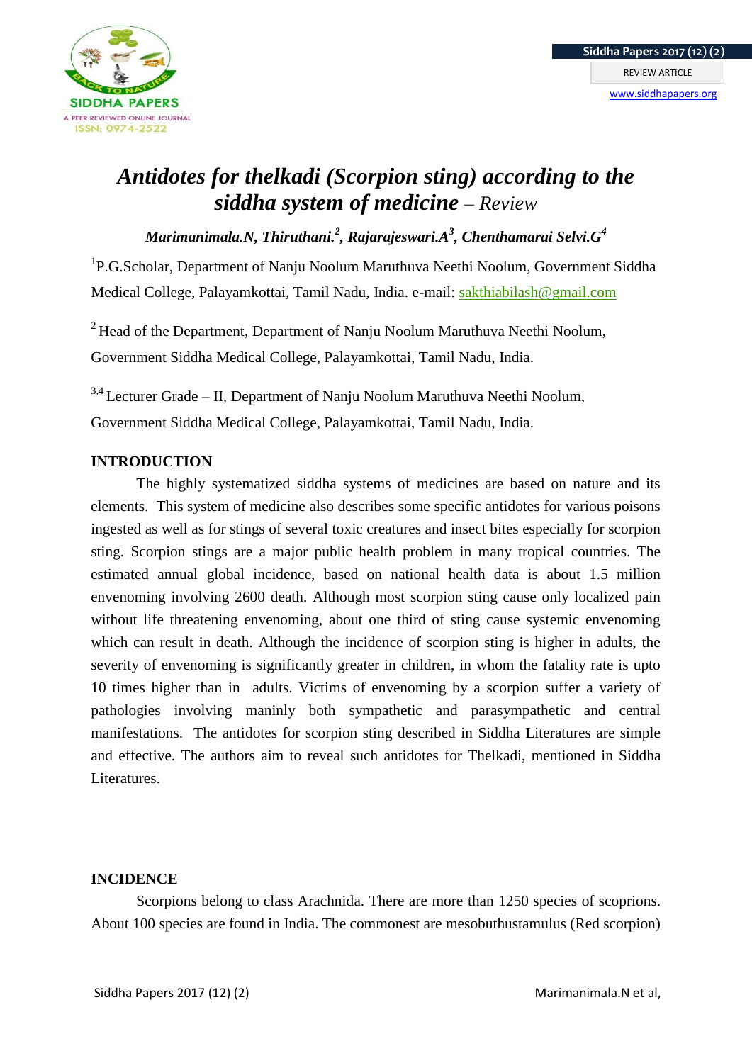# *Antidotes for thelkadi (Scorpion sting) according to the siddha system of medicine – Review*

***Marimanimala.N, Thiruthani.[2], Rajarajeswari.A[3], Chenthamarai Selvi.G[4]***

[1]P.G.Scholar, Department of Nanju Noolum Maruthuva Neethi Noolum, Government Siddha Medical College, Palayamkottai, Tamil Nadu, India. e-mail: sakthiabilash@gmail.com

[2] Head of the Department, Department of Nanju Noolum Maruthuva Neethi Noolum, Government Siddha Medical College, Palayamkottai, Tamil Nadu, India.

[3,4] Lecturer Grade – II, Department of Nanju Noolum Maruthuva Neethi Noolum, Government Siddha Medical College, Palayamkottai, Tamil Nadu, India.

## INTRODUCTION

The highly systematized siddha systems of medicines are based on nature and its elements. This system of medicine also describes some specific antidotes for various poisons ingested as well as for stings of several toxic creatures and insect bites especially for scorpion sting. Scorpion stings are a major public health problem in many tropical countries. The estimated annual global incidence, based on national health data is about 1.5 million envenoming involving 2600 death. Although most scorpion sting cause only localized pain without life threatening envenoming, about one third of sting cause systemic envenoming which can result in death. Although the incidence of scorpion sting is higher in adults, the severity of envenoming is significantly greater in children, in whom the fatality rate is upto 10 times higher than in adults. Victims of envenoming by a scorpion suffer a variety of pathologies involving maninly both sympathetic and parasympathetic and central manifestations. The antidotes for scorpion sting described in Siddha Literatures are simple and effective. The authors aim to reveal such antidotes for Thelkadi, mentioned in Siddha Literatures.

## INCIDENCE

Scorpions belong to class Arachnida. There are more than 1250 species of scoprions. About 100 species are found in India. The commonest are mesobuthustamulus (Red scorpion)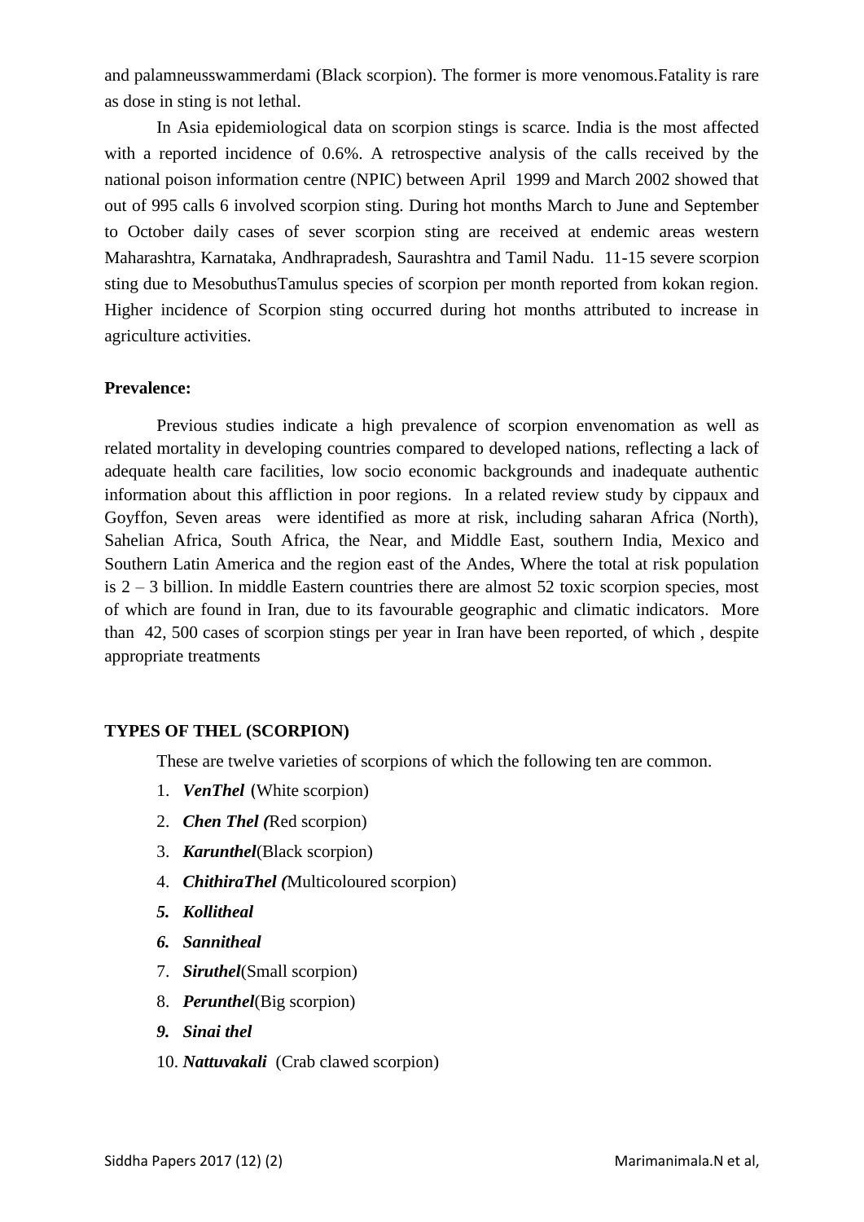and palamneusswammerdami (Black scorpion). The former is more venomous.Fatality is rare as dose in sting is not lethal.

In Asia epidemiological data on scorpion stings is scarce. India is the most affected with a reported incidence of 0.6%. A retrospective analysis of the calls received by the national poison information centre (NPIC) between April 1999 and March 2002 showed that out of 995 calls 6 involved scorpion sting. During hot months March to June and September to October daily cases of sever scorpion sting are received at endemic areas western Maharashtra, Karnataka, Andhrapradesh, Saurashtra and Tamil Nadu. 11-15 severe scorpion sting due to MesobuthusTamulus species of scorpion per month reported from kokan region. Higher incidence of Scorpion sting occurred during hot months attributed to increase in agriculture activities.

**Prevalence:**

Previous studies indicate a high prevalence of scorpion envenomation as well as related mortality in developing countries compared to developed nations, reflecting a lack of adequate health care facilities, low socio economic backgrounds and inadequate authentic information about this affliction in poor regions. In a related review study by cippaux and Goyffon, Seven areas were identified as more at risk, including saharan Africa (North), Sahelian Africa, South Africa, the Near, and Middle East, southern India, Mexico and Southern Latin America and the region east of the Andes, Where the total at risk population is 2 – 3 billion. In middle Eastern countries there are almost 52 toxic scorpion species, most of which are found in Iran, due to its favourable geographic and climatic indicators. More than 42, 500 cases of scorpion stings per year in Iran have been reported, of which , despite appropriate treatments

**TYPES OF THEL (SCORPION)**

These are twelve varieties of scorpions of which the following ten are common.

1. ***VenThel*** (White scorpion)
2. ***Chen Thel (***Red scorpion)
3. ***Karunthel***(Black scorpion)
4. ***ChithiraThel (***Multicoloured scorpion)
5. ***Kollitheal***
6. ***Sannitheal***
7. ***Siruthel***(Small scorpion)
8. ***Perunthel***(Big scorpion)
9. ***Sinai thel***
10. ***Nattuvakali*** (Crab clawed scorpion)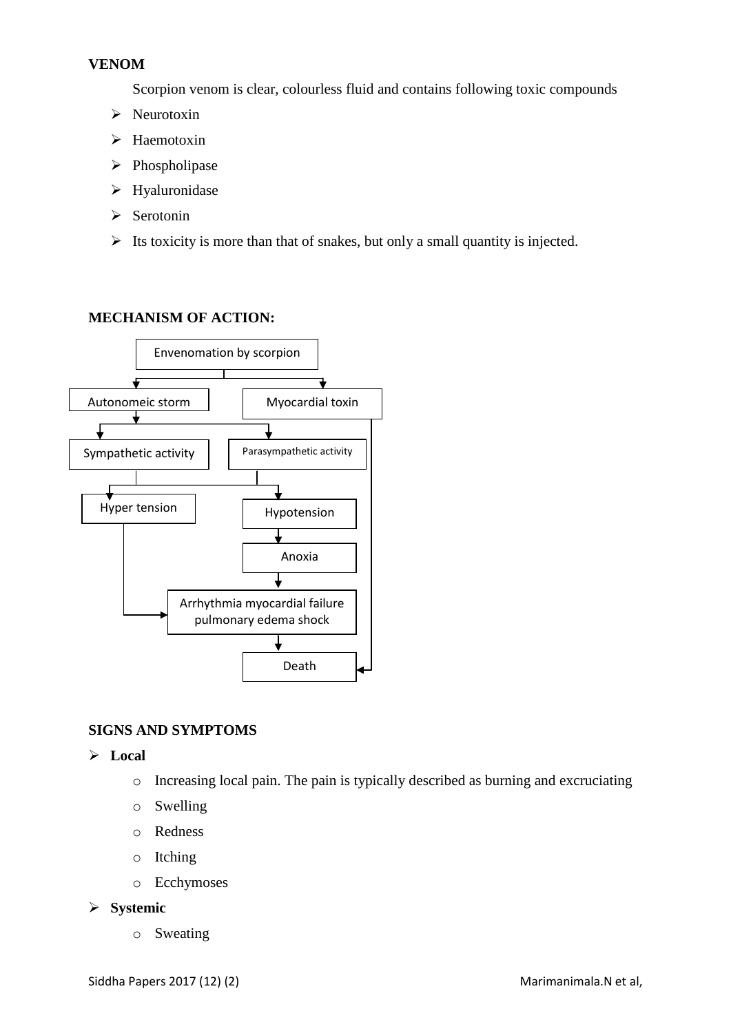**VENOM**

Scorpion venom is clear, colourless fluid and contains following toxic compounds

- Neurotoxin
- Haemotoxin
- Phospholipase
- Hyaluronidase
- Serotonin
- Its toxicity is more than that of snakes, but only a small quantity is injected.

**MECHANISM OF ACTION:**

```
Envenomation by scorpion
├── Autonomeic storm
│   ├── Sympathetic activity → Hyper tension → Arrhythmia myocardial failure pulmonary edema shock
│   └── Parasympathetic activity → Hypotension → Anoxia → Arrhythmia myocardial failure pulmonary edema shock
│                                                          → Death
└── Myocardial toxin → Death
```

**SIGNS AND SYMPTOMS**

- **Local**
  - Increasing local pain. The pain is typically described as burning and excruciating
  - Swelling
  - Redness
  - Itching
  - Ecchymoses
- **Systemic**
  - Sweating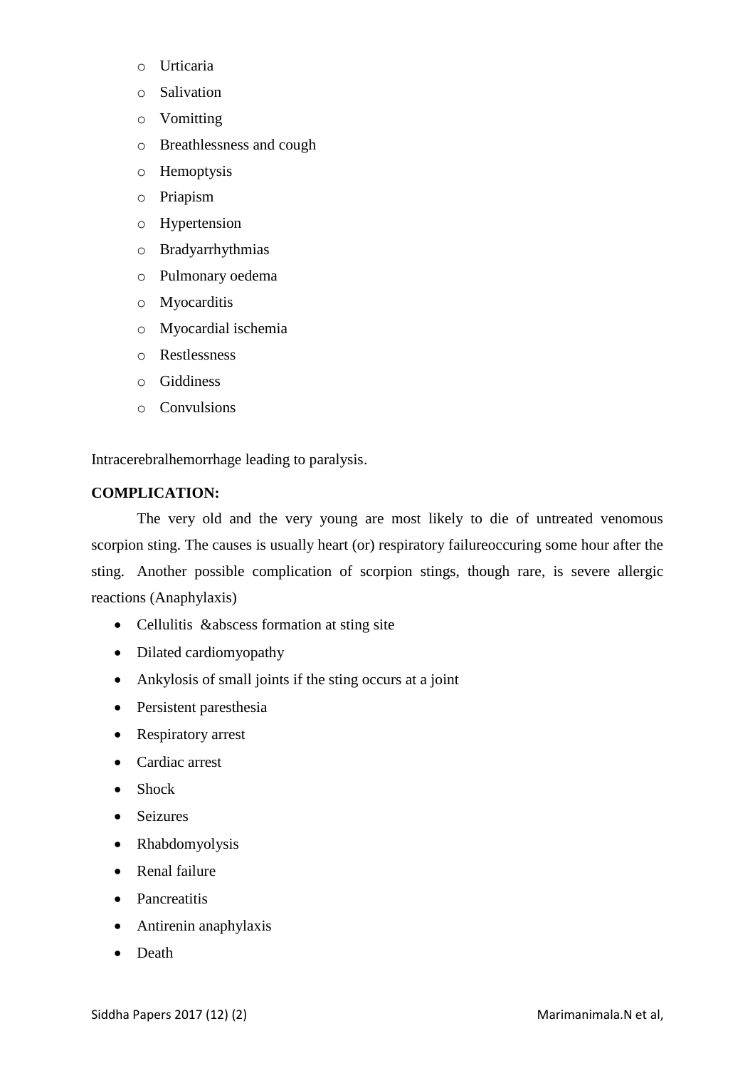- Urticaria
  - Salivation
  - Vomitting
  - Breathlessness and cough
  - Hemoptysis
  - Priapism
  - Hypertension
  - Bradyarrhythmias
  - Pulmonary oedema
  - Myocarditis
  - Myocardial ischemia
  - Restlessness
  - Giddiness
  - Convulsions

Intracerebralhemorrhage leading to paralysis.

**COMPLICATION:**

The very old and the very young are most likely to die of untreated venomous scorpion sting. The causes is usually heart (or) respiratory failureoccuring some hour after the sting. Another possible complication of scorpion stings, though rare, is severe allergic reactions (Anaphylaxis)

- Cellulitis &abscess formation at sting site
- Dilated cardiomyopathy
- Ankylosis of small joints if the sting occurs at a joint
- Persistent paresthesia
- Respiratory arrest
- Cardiac arrest
- Shock
- Seizures
- Rhabdomyolysis
- Renal failure
- Pancreatitis
- Antirenin anaphylaxis
- Death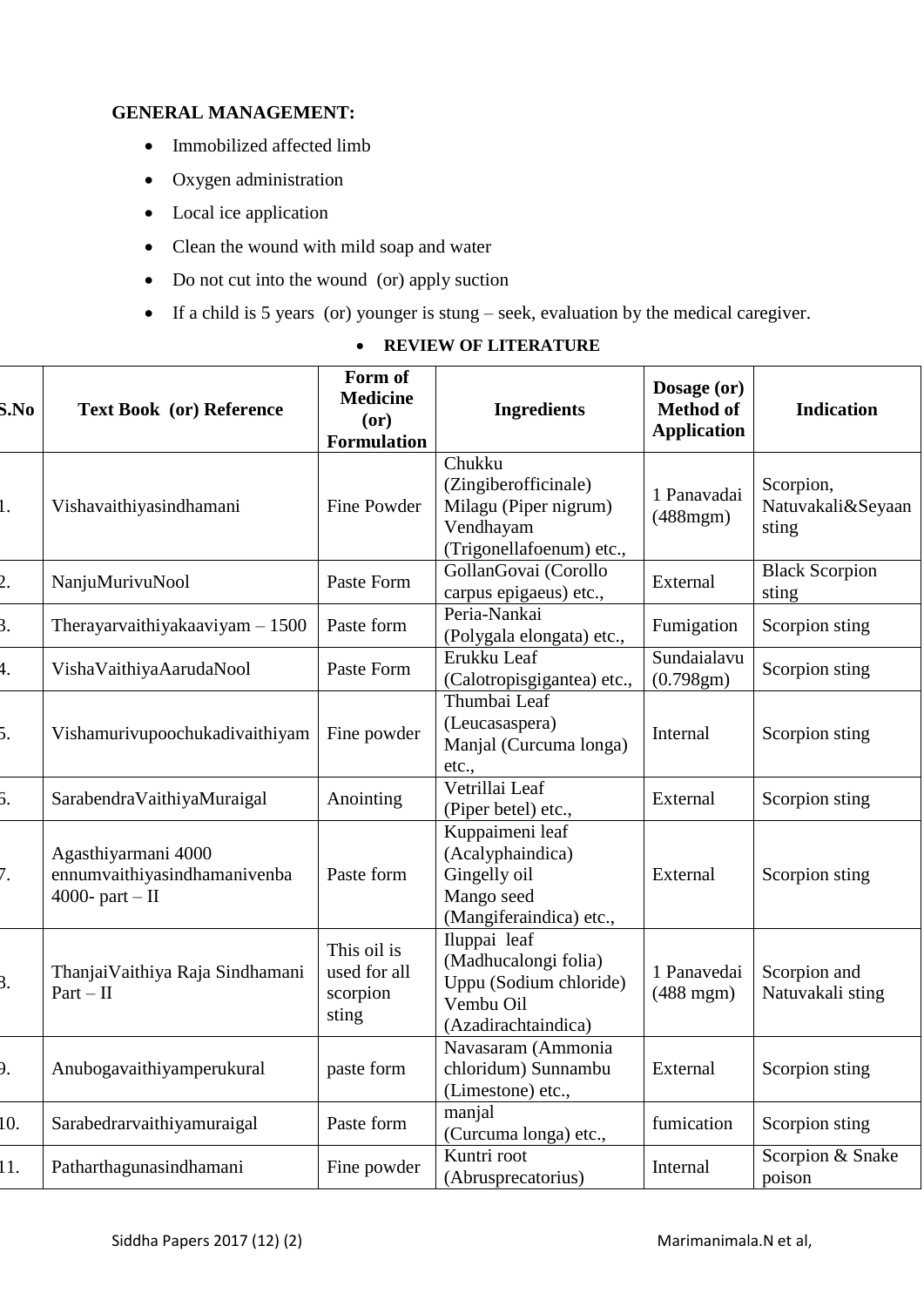**GENERAL MANAGEMENT:**

- Immobilized affected limb
- Oxygen administration
- Local ice application
- Clean the wound with mild soap and water
- Do not cut into the wound (or) apply suction
- If a child is 5 years (or) younger is stung – seek, evaluation by the medical caregiver.

- **REVIEW OF LITERATURE**

| S.No | Text Book (or) Reference | Form of Medicine (or) Formulation | Ingredients | Dosage (or) Method of Application | Indication |
|---|---|---|---|---|---|
| 1. | Vishavaithiyasindhamani | Fine Powder | Chukku (Zingiberofficinale) Milagu (Piper nigrum) Vendhayam (Trigonellafoenum) etc., | 1 Panavadai (488mgm) | Scorpion, Natuvakali&Seyaan sting |
| 2. | NanjuMurivuNool | Paste Form | GollanGovai (Corollo carpus epigaeus) etc., | External | Black Scorpion sting |
| 3. | Therayarvaithiyakaaviyam – 1500 | Paste form | Peria-Nankai (Polygala elongata) etc., | Fumigation | Scorpion sting |
| 4. | VishaVaithiyaAarudaNool | Paste Form | Erukku Leaf (Calotropisgigantea) etc., | Sundaialavu (0.798gm) | Scorpion sting |
| 5. | Vishamurivupoochukadivaithiyam | Fine powder | Thumbai Leaf (Leucasaspera) Manjal (Curcuma longa) etc., | Internal | Scorpion sting |
| 6. | SarabendraVaithiyaMuraigal | Anointing | Vetrillai Leaf (Piper betel) etc., | External | Scorpion sting |
| 7. | Agasthiyarmani 4000 ennumvaithiyasindhamanivenba 4000- part – II | Paste form | Kuppaimeni leaf (Acalyphaindica) Gingelly oil Mango seed (Mangiferaindica) etc., | External | Scorpion sting |
| 8. | ThanjaiVaithiya Raja Sindhamani Part – II | This oil is used for all scorpion sting | Iluppai leaf (Madhucalongi folia) Uppu (Sodium chloride) Vembu Oil (Azadirachtaindica) | 1 Panavedai (488 mgm) | Scorpion and Natuvakali sting |
| 9. | Anubogavaithiyamperukural | paste form | Navasaram (Ammonia chloridum) Sunnambu (Limestone) etc., | External | Scorpion sting |
| 10. | Sarabedrarvaithiyamuraigal | Paste form | manjal (Curcuma longa) etc., | fumication | Scorpion sting |
| 11. | Patharthagunasindhamani | Fine powder | Kuntri root (Abrusprecatorius) | Internal | Scorpion & Snake poison |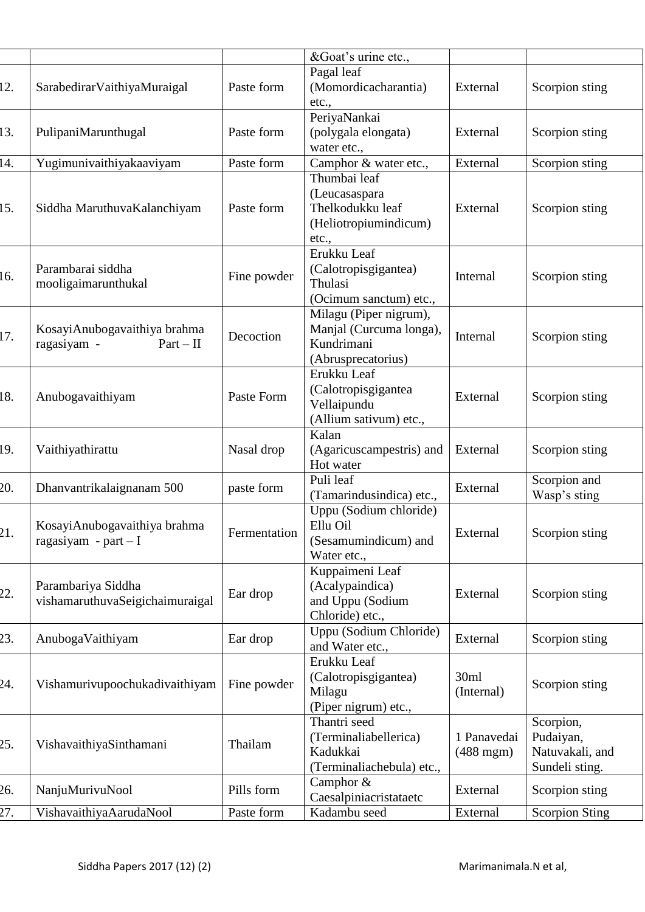| | | | &Goat's urine etc., | | |
|---|---|---|---|---|---|
| 12. | SarabedirarVaithiyaMuraigal | Paste form | Pagal leaf (Momordicacharantia) etc., | External | Scorpion sting |
| 13. | PulipaniMarunthugal | Paste form | PeriyaNankai (polygala elongata) water etc., | External | Scorpion sting |
| 14. | Yugimunivaithiyakaaviyam | Paste form | Camphor & water etc., | External | Scorpion sting |
| 15. | Siddha MaruthuvaKalanchiyam | Paste form | Thumbai leaf (Leucasaspara Thelkodukku leaf (Heliotropiumindicum) etc., | External | Scorpion sting |
| 16. | Parambarai siddha mooligaimarunthukal | Fine powder | Erukku Leaf (Calotropisgigantea) Thulasi (Ocimum sanctum) etc., | Internal | Scorpion sting |
| 17. | KosayiAnubogavaithiya brahma ragasiyam - Part – II | Decoction | Milagu (Piper nigrum), Manjal (Curcuma longa), Kundrimani (Abrusprecatorius) | Internal | Scorpion sting |
| 18. | Anubogavaithiyam | Paste Form | Erukku Leaf (Calotropisgigantea Vellaipundu (Allium sativum) etc., | External | Scorpion sting |
| 19. | Vaithiyathirattu | Nasal drop | Kalan (Agaricuscampestris) and Hot water | External | Scorpion sting |
| 20. | Dhanvantrikalaignanam 500 | paste form | Puli leaf (Tamarindusindica) etc., | External | Scorpion and Wasp's sting |
| 21. | KosayiAnubogavaithiya brahma ragasiyam - part – I | Fermentation | Uppu (Sodium chloride) Ellu Oil (Sesamumindicum) and Water etc., | External | Scorpion sting |
| 22. | Parambariya Siddha vishamaruthuvaSeigichaimuraigal | Ear drop | Kuppaimeni Leaf (Acalypaindica) and Uppu (Sodium Chloride) etc., | External | Scorpion sting |
| 23. | AnubogaVaithiyam | Ear drop | Uppu (Sodium Chloride) and Water etc., | External | Scorpion sting |
| 24. | Vishamurivupoochukadivaithiyam | Fine powder | Erukku Leaf (Calotropisgigantea) Milagu (Piper nigrum) etc., | 30ml (Internal) | Scorpion sting |
| 25. | VishavaithiyaSinthamani | Thailam | Thantri seed (Terminaliabellerica) Kadukkai (Terminaliachebula) etc., | 1 Panavedai (488 mgm) | Scorpion, Pudaiyan, Natuvakali, and Sundeli sting. |
| 26. | NanjuMurivuNool | Pills form | Camphor & Caesalpiniacristataetc | External | Scorpion sting |
| 27. | VishavaithiyaAarudaNool | Paste form | Kadambu seed | External | Scorpion Sting |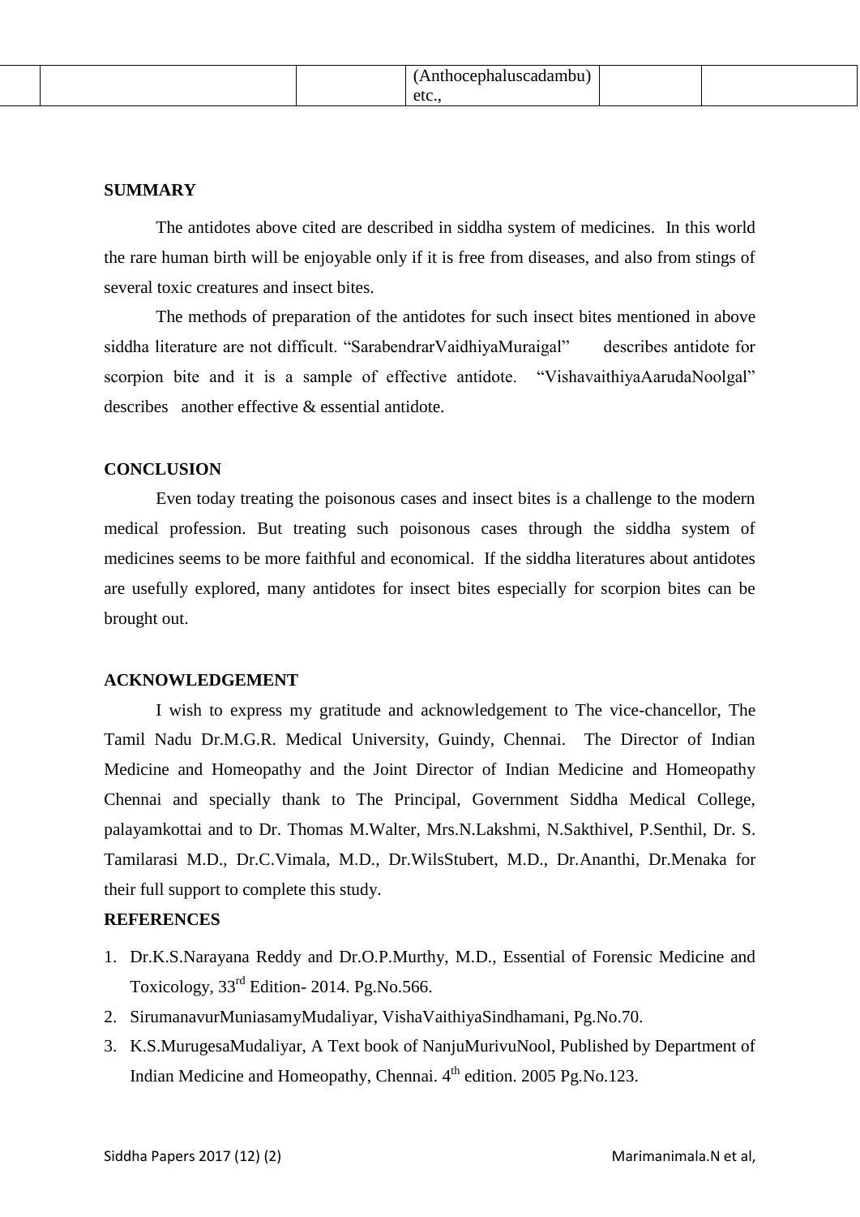| | | | (Anthocephaluscadambu) etc., | | |
|---|---|---|---|---|---|

**SUMMARY**

The antidotes above cited are described in siddha system of medicines. In this world the rare human birth will be enjoyable only if it is free from diseases, and also from stings of several toxic creatures and insect bites.

The methods of preparation of the antidotes for such insect bites mentioned in above siddha literature are not difficult. "SarabendrarVaidhiyaMuraigal" describes antidote for scorpion bite and it is a sample of effective antidote. "VishavaithiyaAarudaNoolgal" describes another effective & essential antidote.

**CONCLUSION**

Even today treating the poisonous cases and insect bites is a challenge to the modern medical profession. But treating such poisonous cases through the siddha system of medicines seems to be more faithful and economical. If the siddha literatures about antidotes are usefully explored, many antidotes for insect bites especially for scorpion bites can be brought out.

**ACKNOWLEDGEMENT**

I wish to express my gratitude and acknowledgement to The vice-chancellor, The Tamil Nadu Dr.M.G.R. Medical University, Guindy, Chennai. The Director of Indian Medicine and Homeopathy and the Joint Director of Indian Medicine and Homeopathy Chennai and specially thank to The Principal, Government Siddha Medical College, palayamkottai and to Dr. Thomas M.Walter, Mrs.N.Lakshmi, N.Sakthivel, P.Senthil, Dr. S. Tamilarasi M.D., Dr.C.Vimala, M.D., Dr.WilsStubert, M.D., Dr.Ananthi, Dr.Menaka for their full support to complete this study.

**REFERENCES**

1. Dr.K.S.Narayana Reddy and Dr.O.P.Murthy, M.D., Essential of Forensic Medicine and Toxicology, 33rd Edition- 2014. Pg.No.566.
2. SirumanavurMuniasamyMudaliyar, VishaVaithiyaSindhamani, Pg.No.70.
3. K.S.MurugesaMudaliyar, A Text book of NanjuMurivuNool, Published by Department of Indian Medicine and Homeopathy, Chennai. 4th edition. 2005 Pg.No.123.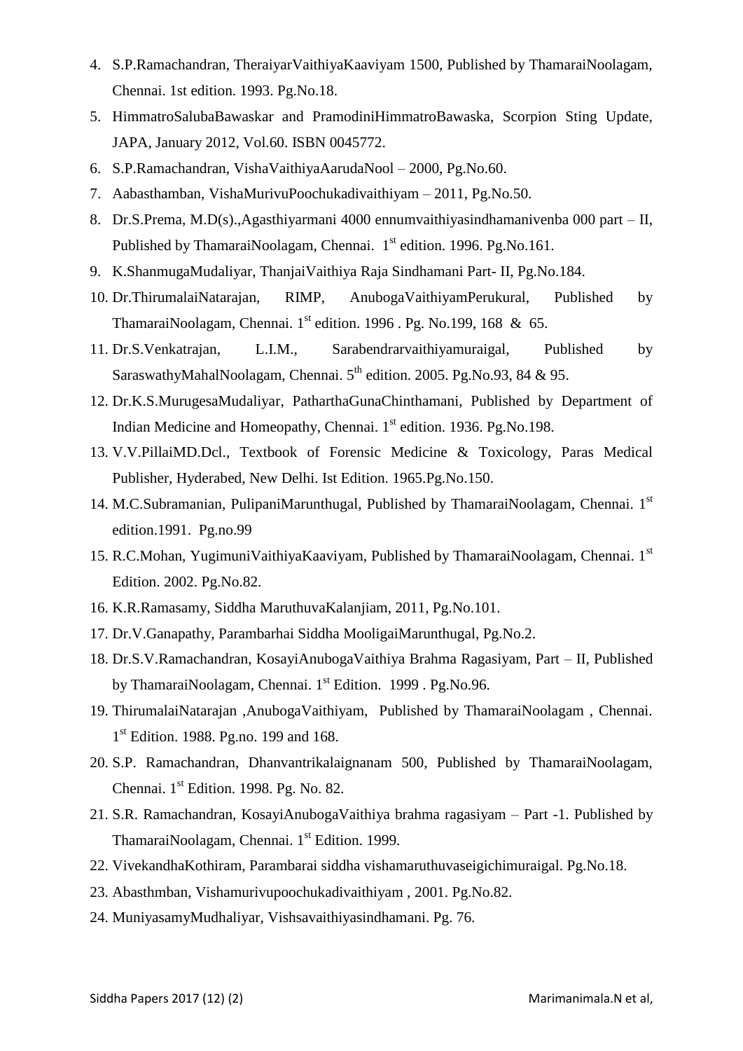4. S.P.Ramachandran, TheraiyarVaithiyaKaaviyam 1500, Published by ThamaraiNoolagam, Chennai. 1st edition. 1993. Pg.No.18.
5. HimmatroSalubaBawaskar and PramodiniHimmatroBawaska, Scorpion Sting Update, JAPA, January 2012, Vol.60. ISBN 0045772.
6. S.P.Ramachandran, VishaVaithiyaAarudaNool – 2000, Pg.No.60.
7. Aabasthamban, VishaMurivuPoochukadivaithiyam – 2011, Pg.No.50.
8. Dr.S.Prema, M.D(s).,Agasthiyarmani 4000 ennumvaithiyasindhamanivenba 000 part – II, Published by ThamaraiNoolagam, Chennai. 1st edition. 1996. Pg.No.161.
9. K.ShanmugaMudaliyar, ThanjaiVaithiya Raja Sindhamani Part- II, Pg.No.184.
10. Dr.ThirumalaiNatarajan, RIMP, AnubogaVaithiyamPerukural, Published by ThamaraiNoolagam, Chennai. 1st edition. 1996 . Pg. No.199, 168 & 65.
11. Dr.S.Venkatrajan, L.I.M., Sarabendrarvaithiyamuraigal, Published by SaraswathyMahalNoolagam, Chennai. 5th edition. 2005. Pg.No.93, 84 & 95.
12. Dr.K.S.MurugesaMudaliyar, PatharthaGunaChinthamani, Published by Department of Indian Medicine and Homeopathy, Chennai. 1st edition. 1936. Pg.No.198.
13. V.V.PillaiMD.Dcl., Textbook of Forensic Medicine & Toxicology, Paras Medical Publisher, Hyderabed, New Delhi. Ist Edition. 1965.Pg.No.150.
14. M.C.Subramanian, PulipaniMarunthugal, Published by ThamaraiNoolagam, Chennai. 1st edition.1991. Pg.no.99
15. R.C.Mohan, YugimuniVaithiyaKaaviyam, Published by ThamaraiNoolagam, Chennai. 1st Edition. 2002. Pg.No.82.
16. K.R.Ramasamy, Siddha MaruthuvaKalanjiam, 2011, Pg.No.101.
17. Dr.V.Ganapathy, Parambarhai Siddha MooligaiMarunthugal, Pg.No.2.
18. Dr.S.V.Ramachandran, KosayiAnubogaVaithiya Brahma Ragasiyam, Part – II, Published by ThamaraiNoolagam, Chennai. 1st Edition. 1999 . Pg.No.96.
19. ThirumalaiNatarajan ,AnubogaVaithiyam, Published by ThamaraiNoolagam , Chennai. 1st Edition. 1988. Pg.no. 199 and 168.
20. S.P. Ramachandran, Dhanvantrikalaignanam 500, Published by ThamaraiNoolagam, Chennai. 1st Edition. 1998. Pg. No. 82.
21. S.R. Ramachandran, KosayiAnubogaVaithiya brahma ragasiyam – Part -1. Published by ThamaraiNoolagam, Chennai. 1st Edition. 1999.
22. VivekandhaKothiram, Parambarai siddha vishamaruthuvaseigichimuraigal. Pg.No.18.
23. Abasthmban, Vishamurivupoochukadivaithiyam , 2001. Pg.No.82.
24. MuniyasamyMudhaliyar, Vishsavaithiyasindhamani. Pg. 76.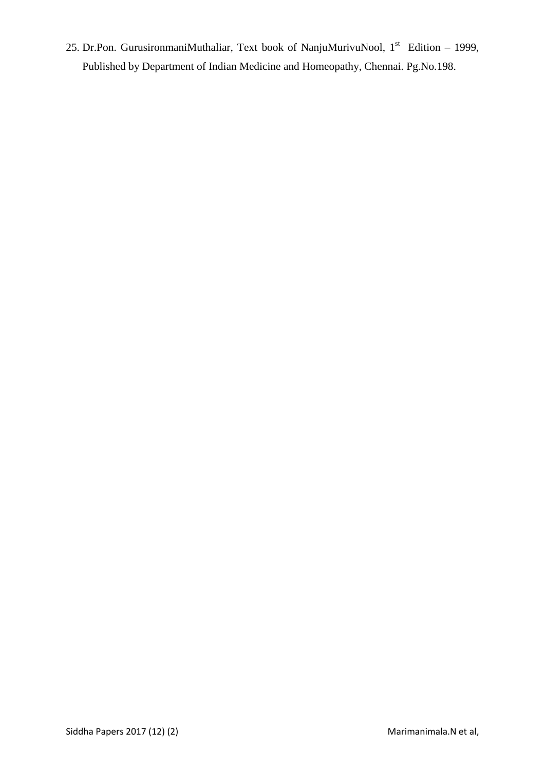25. Dr.Pon. GurusironmaniMuthaliar, Text book of NanjuMurivuNool, 1st Edition – 1999, Published by Department of Indian Medicine and Homeopathy, Chennai. Pg.No.198.